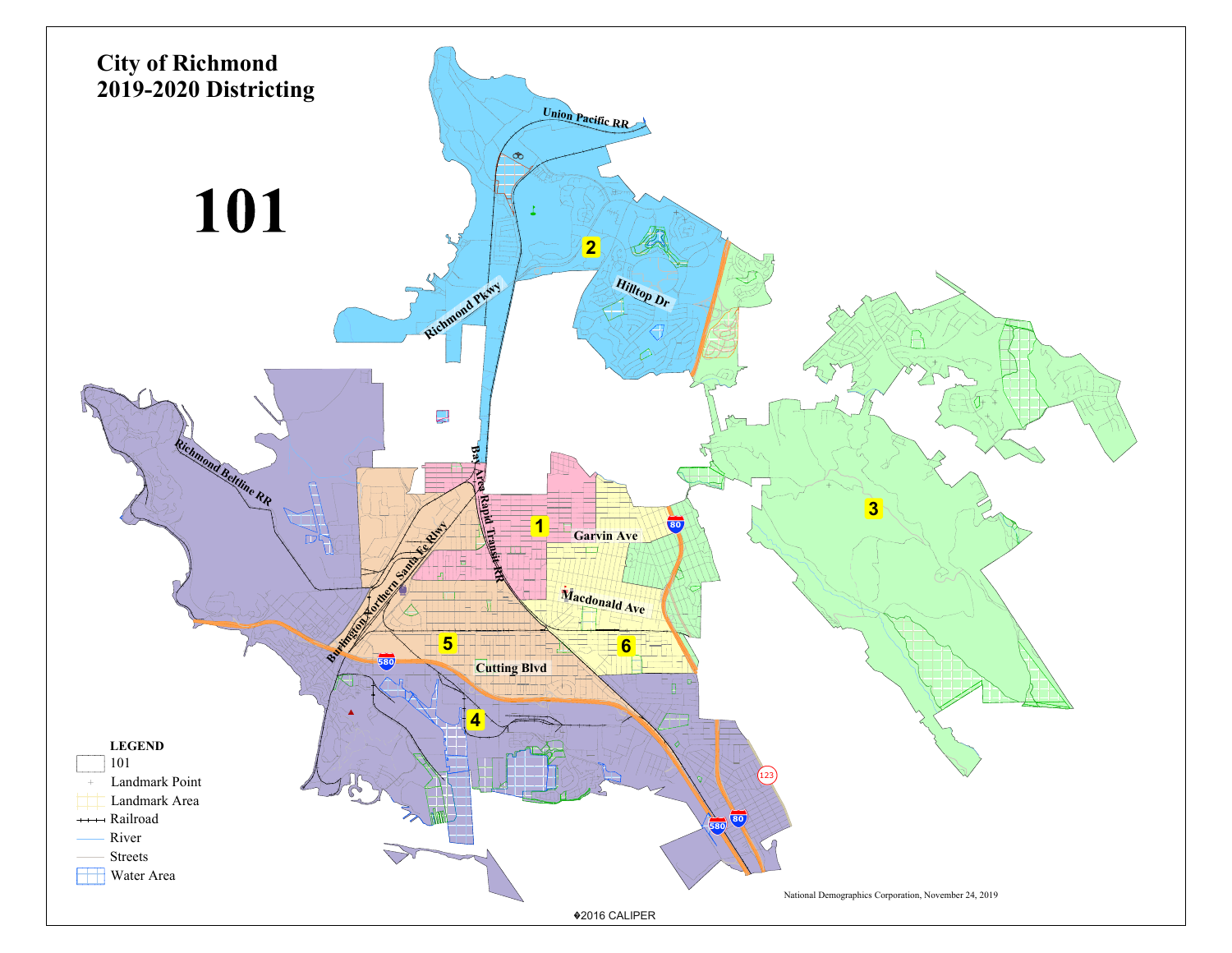# City of Richmond
# 2019-2020 Districting

# 101

Union Pacific RR

2

Hilltop Dr

Richmond Pkwy

Richmond Beltline RR

Bay Area Rapid Transit RR

1

Garvin Ave

3

Burlington Northern Santa Fe Rlwy

Macdonald Ave

5

6

Cutting Blvd

4

580

80

123

**LEGEND**

- 101
- Landmark Point
- Landmark Area
- Railroad
- River
- Streets
- Water Area

National Demographics Corporation, November 24, 2019

©2016 CALIPER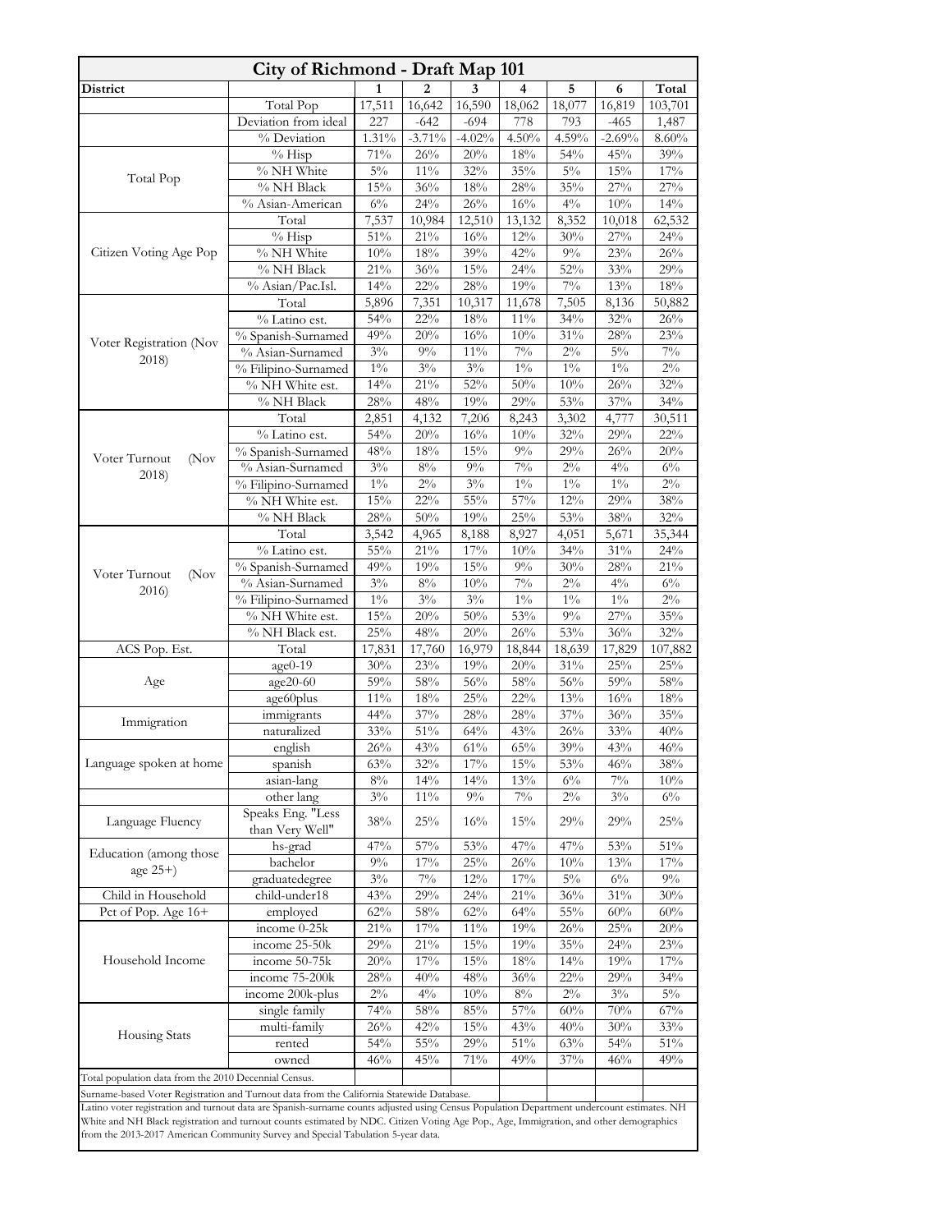# City of Richmond - Draft Map 101

| District | | 1 | 2 | 3 | 4 | 5 | 6 | Total |
|---|---|---|---|---|---|---|---|---|
| | Total Pop | 17,511 | 16,642 | 16,590 | 18,062 | 18,077 | 16,819 | 103,701 |
| | Deviation from ideal | 227 | -642 | -694 | 778 | 793 | -465 | 1,487 |
| | % Deviation | 1.31% | -3.71% | -4.02% | 4.50% | 4.59% | -2.69% | 8.60% |
| Total Pop | % Hisp | 71% | 26% | 20% | 18% | 54% | 45% | 39% |
| | % NH White | 5% | 11% | 32% | 35% | 5% | 15% | 17% |
| | % NH Black | 15% | 36% | 18% | 28% | 35% | 27% | 27% |
| | % Asian-American | 6% | 24% | 26% | 16% | 4% | 10% | 14% |
| Citizen Voting Age Pop | Total | 7,537 | 10,984 | 12,510 | 13,132 | 8,352 | 10,018 | 62,532 |
| | % Hisp | 51% | 21% | 16% | 12% | 30% | 27% | 24% |
| | % NH White | 10% | 18% | 39% | 42% | 9% | 23% | 26% |
| | % NH Black | 21% | 36% | 15% | 24% | 52% | 33% | 29% |
| | % Asian/Pac.Isl. | 14% | 22% | 28% | 19% | 7% | 13% | 18% |
| Voter Registration (Nov 2018) | Total | 5,896 | 7,351 | 10,317 | 11,678 | 7,505 | 8,136 | 50,882 |
| | % Latino est. | 54% | 22% | 18% | 11% | 34% | 32% | 26% |
| | % Spanish-Surnamed | 49% | 20% | 16% | 10% | 31% | 28% | 23% |
| | % Asian-Surnamed | 3% | 9% | 11% | 7% | 2% | 5% | 7% |
| | % Filipino-Surnamed | 1% | 3% | 3% | 1% | 1% | 1% | 2% |
| | % NH White est. | 14% | 21% | 52% | 50% | 10% | 26% | 32% |
| | % NH Black | 28% | 48% | 19% | 29% | 53% | 37% | 34% |
| Voter Turnout (Nov 2018) | Total | 2,851 | 4,132 | 7,206 | 8,243 | 3,302 | 4,777 | 30,511 |
| | % Latino est. | 54% | 20% | 16% | 10% | 32% | 29% | 22% |
| | % Spanish-Surnamed | 48% | 18% | 15% | 9% | 29% | 26% | 20% |
| | % Asian-Surnamed | 3% | 8% | 9% | 7% | 2% | 4% | 6% |
| | % Filipino-Surnamed | 1% | 2% | 3% | 1% | 1% | 1% | 2% |
| | % NH White est. | 15% | 22% | 55% | 57% | 12% | 29% | 38% |
| | % NH Black | 28% | 50% | 19% | 25% | 53% | 38% | 32% |
| Voter Turnout (Nov 2016) | Total | 3,542 | 4,965 | 8,188 | 8,927 | 4,051 | 5,671 | 35,344 |
| | % Latino est. | 55% | 21% | 17% | 10% | 34% | 31% | 24% |
| | % Spanish-Surnamed | 49% | 19% | 15% | 9% | 30% | 28% | 21% |
| | % Asian-Surnamed | 3% | 8% | 10% | 7% | 2% | 4% | 6% |
| | % Filipino-Surnamed | 1% | 3% | 3% | 1% | 1% | 1% | 2% |
| | % NH White est. | 15% | 20% | 50% | 53% | 9% | 27% | 35% |
| | % NH Black est. | 25% | 48% | 20% | 26% | 53% | 36% | 32% |
| ACS Pop. Est. | Total | 17,831 | 17,760 | 16,979 | 18,844 | 18,639 | 17,829 | 107,882 |
| Age | age0-19 | 30% | 23% | 19% | 20% | 31% | 25% | 25% |
| | age20-60 | 59% | 58% | 56% | 58% | 56% | 59% | 58% |
| | age60plus | 11% | 18% | 25% | 22% | 13% | 16% | 18% |
| Immigration | immigrants | 44% | 37% | 28% | 28% | 37% | 36% | 35% |
| | naturalized | 33% | 51% | 64% | 43% | 26% | 33% | 40% |
| Language spoken at home | english | 26% | 43% | 61% | 65% | 39% | 43% | 46% |
| | spanish | 63% | 32% | 17% | 15% | 53% | 46% | 38% |
| | asian-lang | 8% | 14% | 14% | 13% | 6% | 7% | 10% |
| | other lang | 3% | 11% | 9% | 7% | 2% | 3% | 6% |
| Language Fluency | Speaks Eng. "Less than Very Well" | 38% | 25% | 16% | 15% | 29% | 29% | 25% |
| Education (among those age 25+) | hs-grad | 47% | 57% | 53% | 47% | 47% | 53% | 51% |
| | bachelor | 9% | 17% | 25% | 26% | 10% | 13% | 17% |
| | graduatedegree | 3% | 7% | 12% | 17% | 5% | 6% | 9% |
| Child in Household | child-under18 | 43% | 29% | 24% | 21% | 36% | 31% | 30% |
| Pct of Pop. Age 16+ | employed | 62% | 58% | 62% | 64% | 55% | 60% | 60% |
| Household Income | income 0-25k | 21% | 17% | 11% | 19% | 26% | 25% | 20% |
| | income 25-50k | 29% | 21% | 15% | 19% | 35% | 24% | 23% |
| | income 50-75k | 20% | 17% | 15% | 18% | 14% | 19% | 17% |
| | income 75-200k | 28% | 40% | 48% | 36% | 22% | 29% | 34% |
| | income 200k-plus | 2% | 4% | 10% | 8% | 2% | 3% | 5% |
| Housing Stats | single family | 74% | 58% | 85% | 57% | 60% | 70% | 67% |
| | multi-family | 26% | 42% | 15% | 43% | 40% | 30% | 33% |
| | rented | 54% | 55% | 29% | 51% | 63% | 54% | 51% |
| | owned | 46% | 45% | 71% | 49% | 37% | 46% | 49% |

Total population data from the 2010 Decennial Census.

Surname-based Voter Registration and Turnout data from the California Statewide Database.

Latino voter registration and turnout data are Spanish-surname counts adjusted using Census Population Department undercount estimates. NH White and NH Black registration and turnout counts estimated by NDC. Citizen Voting Age Pop., Age, Immigration, and other demographics from the 2013-2017 American Community Survey and Special Tabulation 5-year data.